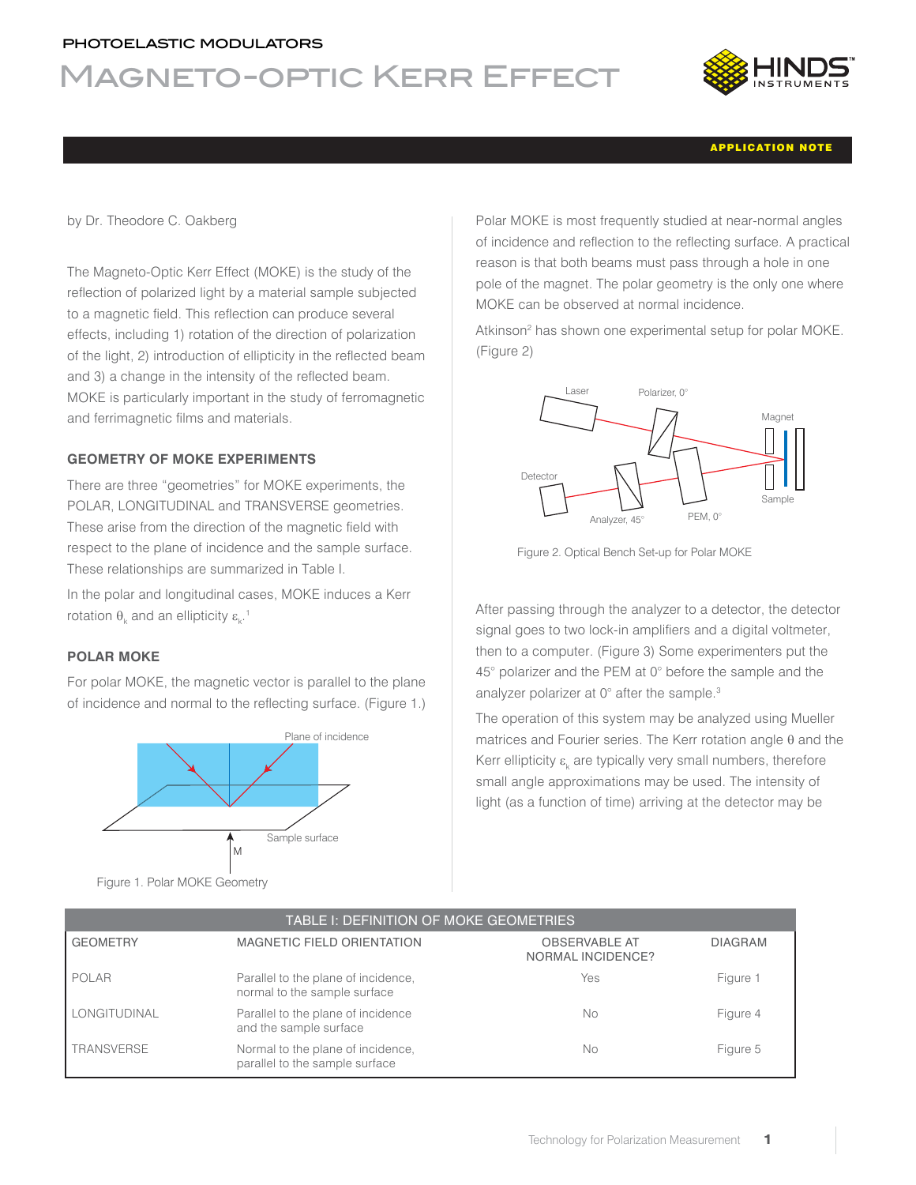PHOTOELASTIC MODULATORS

# Magneto-optic Kerr Effect

APPLICATION NOTE

by Dr. Theodore C. Oakberg

The Magneto-Optic Kerr Effect (MOKE) is the study of the reflection of polarized light by a material sample subjected to a magnetic field. This reflection can produce several effects, including 1) rotation of the direction of polarization of the light, 2) introduction of ellipticity in the reflected beam and 3) a change in the intensity of the reflected beam. MOKE is particularly important in the study of ferromagnetic and ferrimagnetic films and materials.

## GEOMETRY OF MOKE EXPERIMENTS

There are three "geometries" for MOKE experiments, the POLAR, LONGITUDINAL and TRANSVERSE geometries. These arise from the direction of the magnetic field with respect to the plane of incidence and the sample surface. These relationships are summarized in Table I.

In the polar and longitudinal cases, MOKE induces a Kerr rotation $\theta_k$ and an ellipticity $\varepsilon_k$.[1]

## POLAR MOKE

For polar MOKE, the magnetic vector is parallel to the plane of incidence and normal to the reflecting surface. (Figure 1.)

Figure 1. Polar MOKE Geometry

Polar MOKE is most frequently studied at near-normal angles of incidence and reflection to the reflecting surface. A practical reason is that both beams must pass through a hole in one pole of the magnet. The polar geometry is the only one where MOKE can be observed at normal incidence.

Atkinson[2] has shown one experimental setup for polar MOKE. (Figure 2)

Figure 2. Optical Bench Set-up for Polar MOKE

After passing through the analyzer to a detector, the detector signal goes to two lock-in amplifiers and a digital voltmeter, then to a computer. (Figure 3) Some experimenters put the 45° polarizer and the PEM at 0° before the sample and the analyzer polarizer at 0° after the sample.[3]

The operation of this system may be analyzed using Mueller matrices and Fourier series. The Kerr rotation angle $\theta$ and the Kerr ellipticity $\varepsilon_k$ are typically very small numbers, therefore small angle approximations may be used. The intensity of light (as a function of time) arriving at the detector may be

| TABLE I: DEFINITION OF MOKE GEOMETRIES | | | |
|---|---|---|---|
| GEOMETRY | MAGNETIC FIELD ORIENTATION | OBSERVABLE AT NORMAL INCIDENCE? | DIAGRAM |
| POLAR | Parallel to the plane of incidence, normal to the sample surface | Yes | Figure 1 |
| LONGITUDINAL | Parallel to the plane of incidence and the sample surface | No | Figure 4 |
| TRANSVERSE | Normal to the plane of incidence, parallel to the sample surface | No | Figure 5 |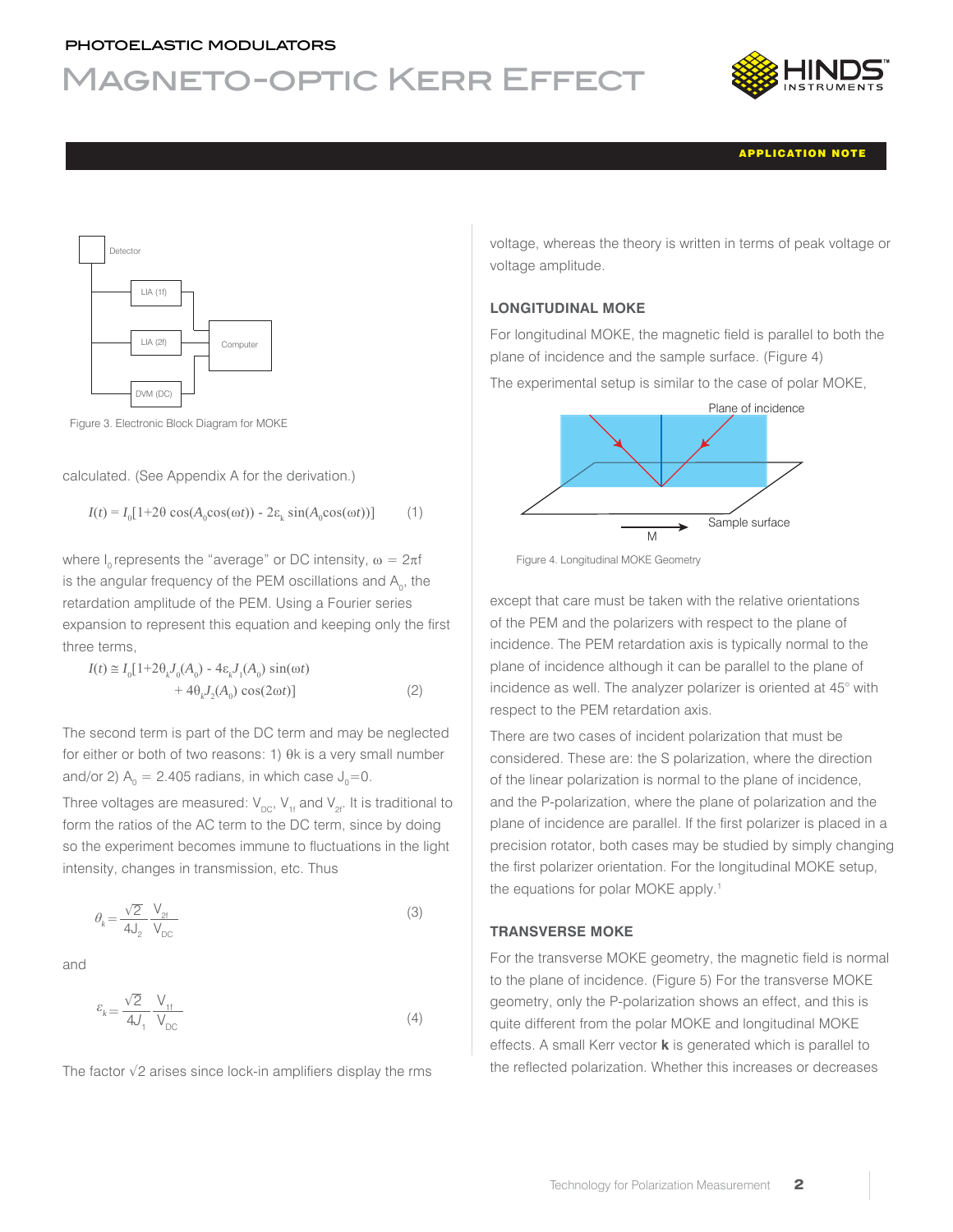Figure 3. Electronic Block Diagram for MOKE

calculated. (See Appendix A for the derivation.)

$$I(t) = I_0[1+2\theta \cos(A_0\cos(\omega t)) - 2\varepsilon_k \sin(A_0\cos(\omega t))] \qquad (1)$$

where $I_0$ represents the "average" or DC intensity, $\omega = 2\pi f$ is the angular frequency of the PEM oscillations and $A_0$, the retardation amplitude of the PEM. Using a Fourier series expansion to represent this equation and keeping only the first three terms,

$$I(t) \cong I_0[1+2\theta_k J_0(A_0) - 4\varepsilon_k J_1(A_0) \sin(\omega t) + 4\theta_k J_2(A_0) \cos(2\omega t)] \qquad (2)$$

The second term is part of the DC term and may be neglected for either or both of two reasons: 1) $\theta_k$ is a very small number and/or 2) $A_0 = 2.405$ radians, in which case $J_0=0$.

Three voltages are measured: $V_{DC}$, $V_{1f}$ and $V_{2f}$. It is traditional to form the ratios of the AC term to the DC term, since by doing so the experiment becomes immune to fluctuations in the light intensity, changes in transmission, etc. Thus

$$\theta_k = \frac{\sqrt{2}}{4J_2} \frac{V_{2f}}{V_{DC}} \qquad (3)$$

and

$$\varepsilon_k = \frac{\sqrt{2}}{4J_1} \frac{V_{1f}}{V_{DC}} \qquad (4)$$

The factor √2 arises since lock-in amplifiers display the rms voltage, whereas the theory is written in terms of peak voltage or voltage amplitude.

### LONGITUDINAL MOKE

For longitudinal MOKE, the magnetic field is parallel to both the plane of incidence and the sample surface. (Figure 4)

The experimental setup is similar to the case of polar MOKE,

Figure 4. Longitudinal MOKE Geometry

except that care must be taken with the relative orientations of the PEM and the polarizers with respect to the plane of incidence. The PEM retardation axis is typically normal to the plane of incidence although it can be parallel to the plane of incidence as well. The analyzer polarizer is oriented at 45° with respect to the PEM retardation axis.

There are two cases of incident polarization that must be considered. These are: the S polarization, where the direction of the linear polarization is normal to the plane of incidence, and the P-polarization, where the plane of polarization and the plane of incidence are parallel. If the first polarizer is placed in a precision rotator, both cases may be studied by simply changing the first polarizer orientation. For the longitudinal MOKE setup, the equations for polar MOKE apply.[1]

### TRANSVERSE MOKE

For the transverse MOKE geometry, the magnetic field is normal to the plane of incidence. (Figure 5) For the transverse MOKE geometry, only the P-polarization shows an effect, and this is quite different from the polar MOKE and longitudinal MOKE effects. A small Kerr vector **k** is generated which is parallel to the reflected polarization. Whether this increases or decreases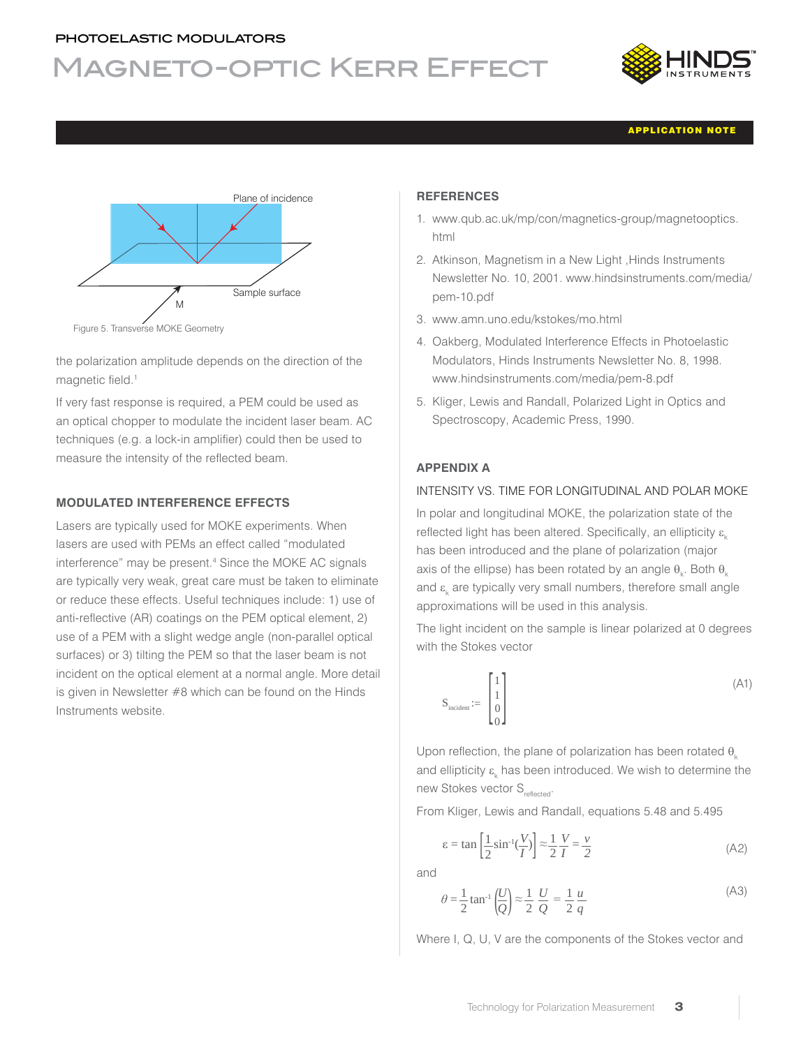Figure 5. Transverse MOKE Geometry

the polarization amplitude depends on the direction of the magnetic field.[1]

If very fast response is required, a PEM could be used as an optical chopper to modulate the incident laser beam. AC techniques (e.g. a lock-in amplifier) could then be used to measure the intensity of the reflected beam.

### MODULATED INTERFERENCE EFFECTS

Lasers are typically used for MOKE experiments. When lasers are used with PEMs an effect called "modulated interference" may be present.[4] Since the MOKE AC signals are typically very weak, great care must be taken to eliminate or reduce these effects. Useful techniques include: 1) use of anti-reflective (AR) coatings on the PEM optical element, 2) use of a PEM with a slight wedge angle (non-parallel optical surfaces) or 3) tilting the PEM so that the laser beam is not incident on the optical element at a normal angle. More detail is given in Newsletter #8 which can be found on the Hinds Instruments website.

### REFERENCES

1. www.qub.ac.uk/mp/con/magnetics-group/magnetooptics.html
2. Atkinson, Magnetism in a New Light ,Hinds Instruments Newsletter No. 10, 2001. www.hindsinstruments.com/media/pem-10.pdf
3. www.amn.uno.edu/kstokes/mo.html
4. Oakberg, Modulated Interference Effects in Photoelastic Modulators, Hinds Instruments Newsletter No. 8, 1998. www.hindsinstruments.com/media/pem-8.pdf
5. Kliger, Lewis and Randall, Polarized Light in Optics and Spectroscopy, Academic Press, 1990.

### APPENDIX A

INTENSITY VS. TIME FOR LONGITUDINAL AND POLAR MOKE

In polar and longitudinal MOKE, the polarization state of the reflected light has been altered. Specifically, an ellipticity $\varepsilon_k$ has been introduced and the plane of polarization (major axis of the ellipse) has been rotated by an angle $\theta_k$. Both $\theta_k$ and $\varepsilon_k$ are typically very small numbers, therefore small angle approximations will be used in this analysis.

The light incident on the sample is linear polarized at 0 degrees with the Stokes vector

$$S_{incident} := \begin{bmatrix} 1 \\ 1 \\ 0 \\ 0 \end{bmatrix} \tag{A1}$$

Upon reflection, the plane of polarization has been rotated $\theta_k$ and ellipticity $\varepsilon_k$ has been introduced. We wish to determine the new Stokes vector $S_{reflected}$.

From Kliger, Lewis and Randall, equations 5.48 and 5.495

$$\varepsilon = \tan\left[\frac{1}{2}\sin^{-1}\left(\frac{V}{I}\right)\right] \approx \frac{1}{2}\frac{V}{I} = \frac{v}{2} \tag{A2}$$

and

$$\theta = \frac{1}{2}\tan^{-1}\left(\frac{U}{Q}\right) \approx \frac{1}{2}\frac{U}{Q} = \frac{1}{2}\frac{u}{q} \tag{A3}$$

Where I, Q, U, V are the components of the Stokes vector and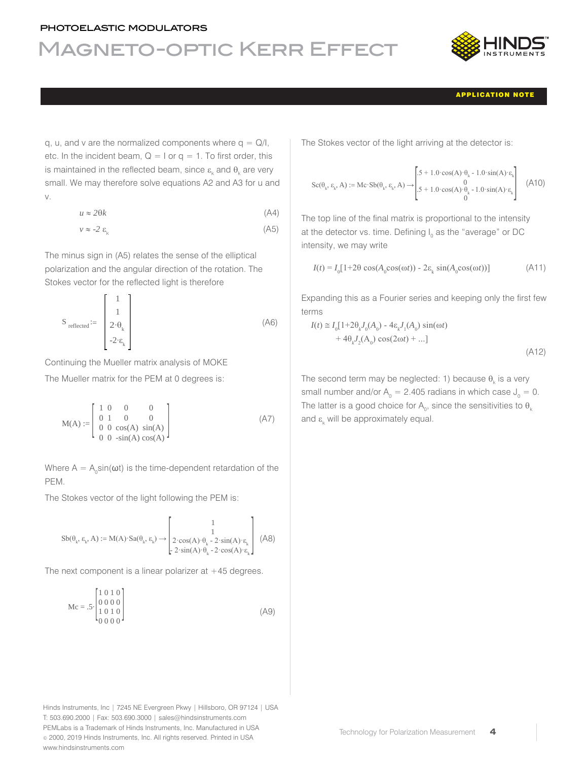q, u, and v are the normalized components where q = Q/I, etc. In the incident beam, Q = I or q = 1. To first order, this is maintained in the reflected beam, since $\varepsilon_k$ and $\theta_k$ are very small. We may therefore solve equations A2 and A3 for u and v.

$$u \approx 2\theta k \tag{A4}$$

$$v \approx -2\,\varepsilon_k \tag{A5}$$

The minus sign in (A5) relates the sense of the elliptical polarization and the angular direction of the rotation. The Stokes vector for the reflected light is therefore

$$S_{\text{reflected}} := \begin{bmatrix} 1 \\ 1 \\ 2\cdot\theta_k \\ -2\cdot\varepsilon_k \end{bmatrix} \tag{A6}$$

Continuing the Mueller matrix analysis of MOKE

The Mueller matrix for the PEM at 0 degrees is:

$$M(A) := \begin{bmatrix} 1 & 0 & 0 & 0 \\ 0 & 1 & 0 & 0 \\ 0 & 0 & \cos(A) & \sin(A) \\ 0 & 0 & -\sin(A) & \cos(A) \end{bmatrix} \tag{A7}$$

Where $A = A_0\sin(\omega t)$ is the time-dependent retardation of the PEM.

The Stokes vector of the light following the PEM is:

$$Sb(\theta_k, \varepsilon_k, A) := M(A)\cdot Sa(\theta_k, \varepsilon_k) \rightarrow \begin{bmatrix} 1 \\ 1 \\ 2\cdot\cos(A)\cdot\theta_k - 2\cdot\sin(A)\cdot\varepsilon_k \\ -2\cdot\sin(A)\cdot\theta_k - 2\cdot\cos(A)\cdot\varepsilon_k \end{bmatrix} \tag{A8}$$

The next component is a linear polarizer at +45 degrees.

$$Mc = .5\cdot\begin{bmatrix} 1 & 0 & 1 & 0 \\ 0 & 0 & 0 & 0 \\ 1 & 0 & 1 & 0 \\ 0 & 0 & 0 & 0 \end{bmatrix} \tag{A9}$$

The Stokes vector of the light arriving at the detector is:

$$Sc(\theta_k, \varepsilon_k, A) := Mc\cdot Sb(\theta_k, \varepsilon_k, A) \rightarrow \begin{bmatrix} .5 + 1.0\cdot\cos(A)\cdot\theta_k - 1.0\cdot\sin(A)\cdot\varepsilon_k \\ 0 \\ .5 + 1.0\cdot\cos(A)\cdot\theta_k - 1.0\cdot\sin(A)\cdot\varepsilon_k \\ 0 \end{bmatrix} \tag{A10}$$

The top line of the final matrix is proportional to the intensity at the detector vs. time. Defining $I_0$ as the "average" or DC intensity, we may write

$$I(t) = I_0[1+2\theta\cos(A_0\cos(\omega t)) - 2\varepsilon_k\sin(A_0\cos(\omega t))] \tag{A11}$$

Expanding this as a Fourier series and keeping only the first few terms

$$I(t) \cong I_0[1+2\theta_k J_0(A_0) - 4\varepsilon_k J_1(A_0)\sin(\omega t) + 4\theta_k J_2(A_0)\cos(2\omega t) + \ldots] \tag{A12}$$

The second term may be neglected: 1) because $\theta_k$ is a very small number and/or $A_0 = 2.405$ radians in which case $J_0 = 0$. The latter is a good choice for $A_0$, since the sensitivities to $\theta_k$ and $\varepsilon_k$ will be approximately equal.

Hinds Instruments, Inc | 7245 NE Evergreen Pkwy | Hillsboro, OR 97124 | USA
T: 503.690.2000 | Fax: 503.690.3000 | sales@hindsinstruments.com
PEMLabs is a Trademark of Hinds Instruments, Inc. Manufactured in USA
© 2000, 2019 Hinds Instruments, Inc. All rights reserved. Printed in USA
www.hindsinstruments.com